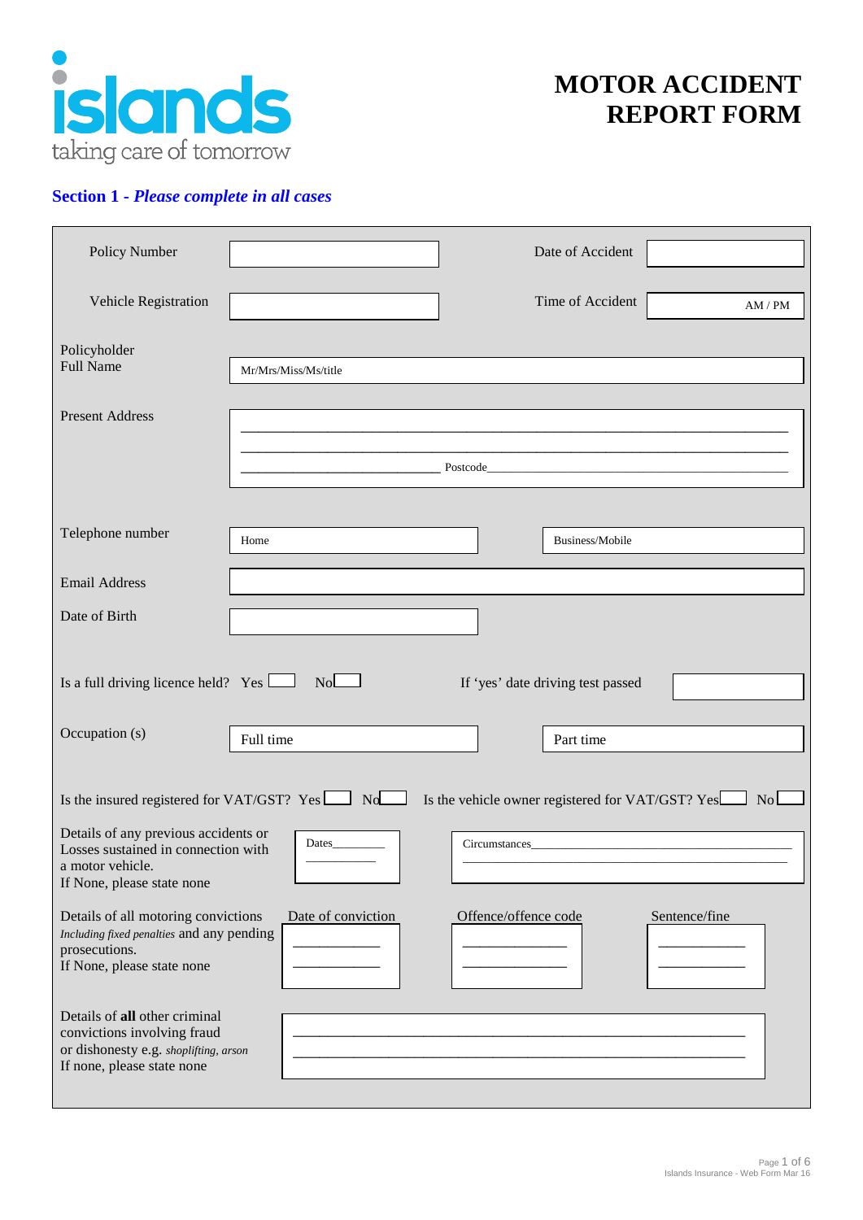islands
taking care of tomorrow

# MOTOR ACCIDENT REPORT FORM

## Section 1 - *Please complete in all cases*

| | | | |
|---|---|---|---|
| Policy Number | | Date of Accident | |
| Vehicle Registration | | Time of Accident | AM / PM |

Policyholder Full Name: Mr/Mrs/Miss/Ms/title

Present Address:
______________________________________________
______________________________________________
______________________ Postcode______________________

Telephone number: Home __________ Business/Mobile __________

Email Address: __________

Date of Birth: __________

Is a full driving licence held? Yes ☐ No ☐ If 'yes' date driving test passed __________

Occupation (s): Full time __________ Part time __________

Is the insured registered for VAT/GST? Yes ☐ No ☐ Is the vehicle owner registered for VAT/GST? Yes ☐ No ☐

Details of any previous accidents or Losses sustained in connection with a motor vehicle.
If None, please state none

Dates________ ________

Circumstances______________________________________
______________________________________

Details of all motoring convictions *Including fixed penalties* and any pending prosecutions.
If None, please state none

| Date of conviction | Offence/offence code | Sentence/fine |
|---|---|---|
| ___________ | ___________ | ___________ |
| ___________ | ___________ | ___________ |

Details of **all** other criminal convictions involving fraud or dishonesty e.g. *shoplifting, arson*
If none, please state none

______________________________________________
______________________________________________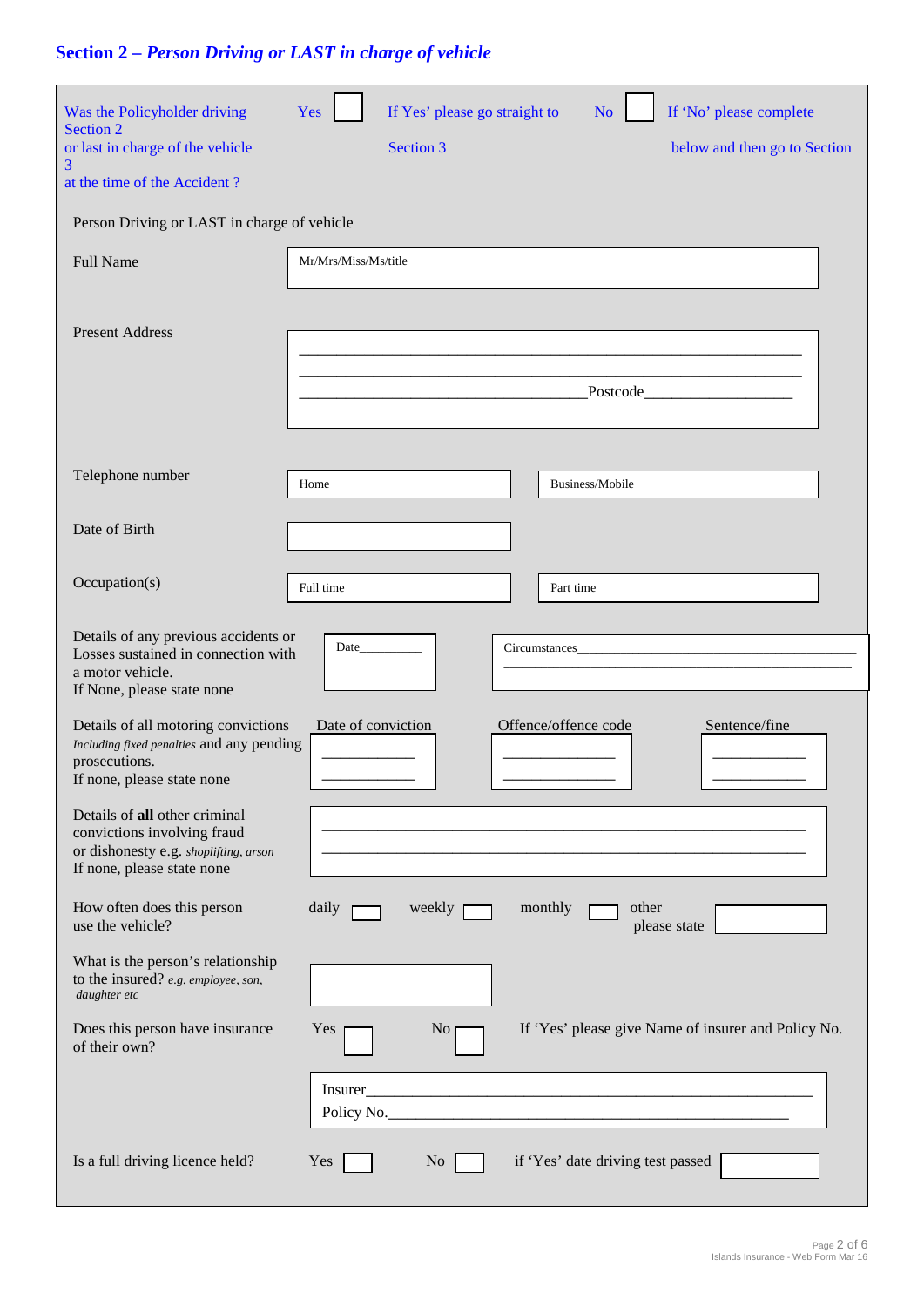## Section 2 – *Person Driving or LAST in charge of vehicle*

Was the Policyholder driving or last in charge of the vehicle at the time of the Accident ?

Yes ☐ If Yes' please go straight to Section 3

No ☐ If 'No' please complete below and then go to Section 3

**Person Driving or LAST in charge of vehicle**

Full Name: Mr/Mrs/Miss/Ms/title

Present Address:

\_\_\_\_\_\_\_\_\_\_\_\_\_\_\_\_\_\_\_\_\_\_\_\_\_\_\_\_\_\_\_\_\_\_\_\_\_\_\_\_\_\_\_\_\_\_\_\_\_\_\_\_\_\_\_\_\_\_\_\_

\_\_\_\_\_\_\_\_\_\_\_\_\_\_\_\_\_\_\_\_\_\_\_\_\_\_\_\_\_\_\_\_\_\_\_\_\_\_\_\_\_\_\_\_\_\_\_\_\_\_\_\_\_\_\_\_\_\_\_\_

\_\_\_\_\_\_\_\_\_\_\_\_\_\_\_\_\_\_\_\_\_\_\_\_\_\_\_\_\_\_\_\_\_\_\_\_\_\_Postcode\_\_\_\_\_\_\_\_\_\_\_\_\_\_\_\_\_\_\_\_

Telephone number: Home ☐ Business/Mobile ☐

Date of Birth: ☐

Occupation(s): Full time ☐ Part time ☐

Details of any previous accidents or Losses sustained in connection with a motor vehicle. If None, please state none

Date\_\_\_\_\_\_\_\_\_

Circumstances\_\_\_\_\_\_\_\_\_\_\_\_\_\_\_\_\_\_\_\_\_\_\_\_\_\_\_\_\_\_\_\_\_\_\_\_\_\_\_\_\_\_\_\_\_\_\_\_

Details of all motoring convictions *Including fixed penalties* and any pending prosecutions. If none, please state none

| Date of conviction | Offence/offence code | Sentence/fine |
|---|---|---|
| | | |
| | | |

Details of **all** other criminal convictions involving fraud or dishonesty e.g. *shoplifting, arson*. If none, please state none

\_\_\_\_\_\_\_\_\_\_\_\_\_\_\_\_\_\_\_\_\_\_\_\_\_\_\_\_\_\_\_\_\_\_\_\_\_\_\_\_\_\_\_\_\_\_\_\_\_\_\_\_\_\_\_\_\_\_\_\_

\_\_\_\_\_\_\_\_\_\_\_\_\_\_\_\_\_\_\_\_\_\_\_\_\_\_\_\_\_\_\_\_\_\_\_\_\_\_\_\_\_\_\_\_\_\_\_\_\_\_\_\_\_\_\_\_\_\_\_\_

How often does this person use the vehicle? daily ☐ weekly ☐ monthly ☐ other please state ☐

What is the person's relationship to the insured? *e.g. employee, son, daughter etc* ☐

Does this person have insurance of their own? Yes ☐ No ☐ If 'Yes' please give Name of insurer and Policy No.

Insurer\_\_\_\_\_\_\_\_\_\_\_\_\_\_\_\_\_\_\_\_\_\_\_\_\_\_\_\_\_\_\_\_\_\_\_\_\_\_\_\_\_\_\_\_\_\_\_\_\_\_\_\_\_\_\_

Policy No.\_\_\_\_\_\_\_\_\_\_\_\_\_\_\_\_\_\_\_\_\_\_\_\_\_\_\_\_\_\_\_\_\_\_\_\_\_\_\_\_\_\_\_\_\_\_\_\_\_\_\_\_

Is a full driving licence held? Yes ☐ No ☐ if 'Yes' date driving test passed ☐

Islands Insurance - Web Form Mar 16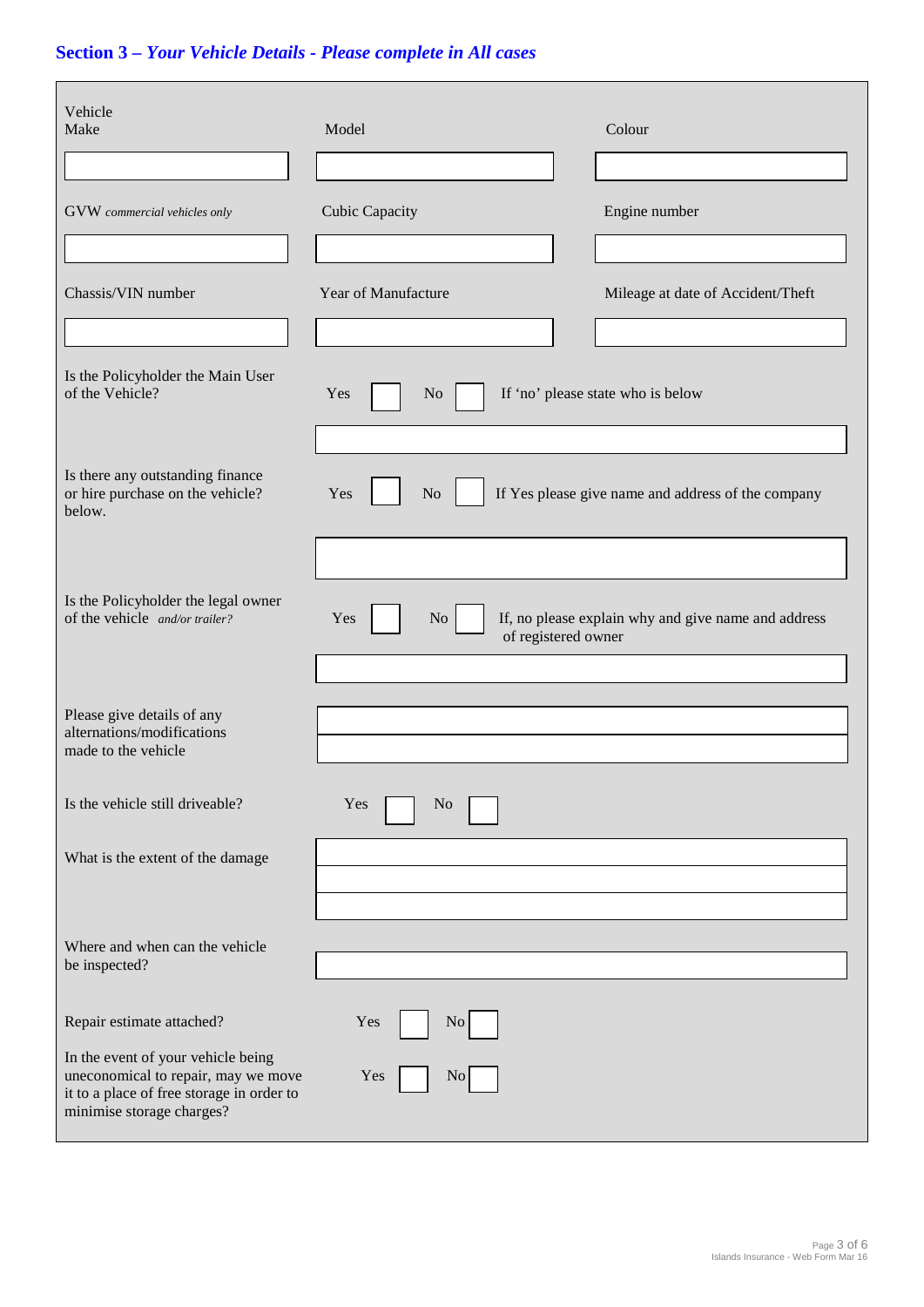## Section 3 – *Your Vehicle Details - Please complete in All cases*

| Vehicle Make | Model | Colour |
|---|---|---|
| | | |
| GVW *commercial vehicles only* | Cubic Capacity | Engine number |
| | | |
| Chassis/VIN number | Year of Manufacture | Mileage at date of Accident/Theft |
| | | |

Is the Policyholder the Main User of the Vehicle? Yes ☐ No ☐ If 'no' please state who is below

Is there any outstanding finance or hire purchase on the vehicle? Yes ☐ No ☐ If Yes please give name and address of the company below.

Is the Policyholder the legal owner of the vehicle *and/or trailer?* Yes ☐ No ☐ If, no please explain why and give name and address of registered owner

Please give details of any alternations/modifications made to the vehicle

Is the vehicle still driveable? Yes ☐ No ☐

What is the extent of the damage

Where and when can the vehicle be inspected?

Repair estimate attached? Yes ☐ No ☐

In the event of your vehicle being uneconomical to repair, may we move it to a place of free storage in order to minimise storage charges? Yes ☐ No ☐

Islands Insurance - Web Form Mar 16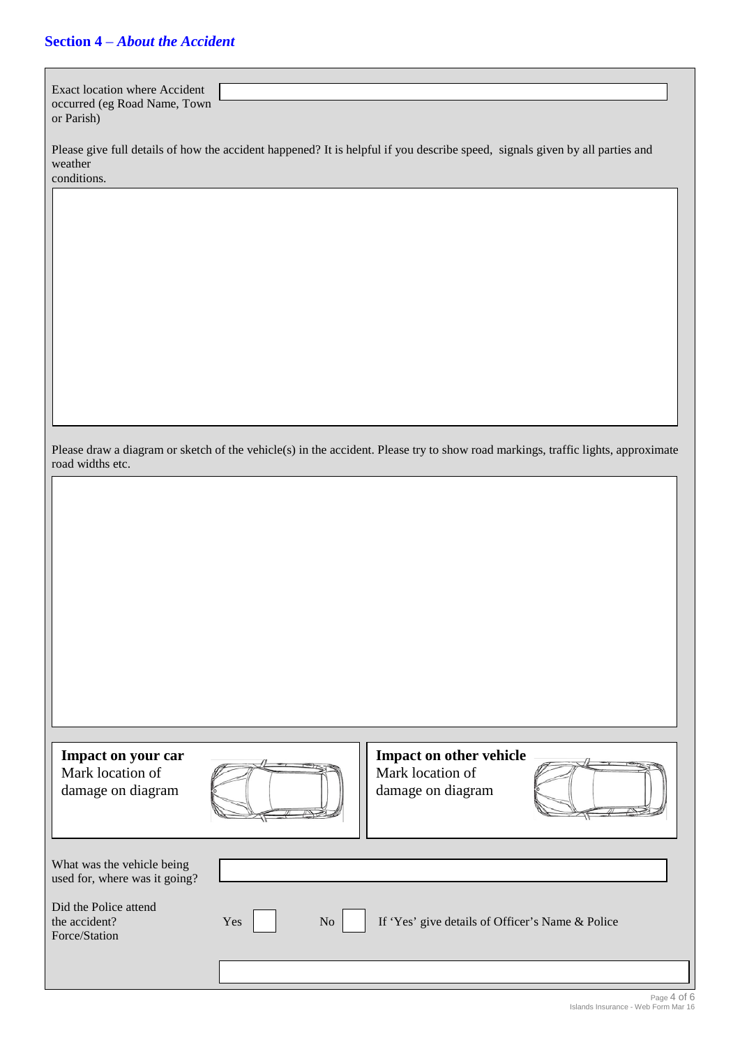## Section 4 – *About the Accident*

Exact location where Accident occurred (eg Road Name, Town or Parish)

Please give full details of how the accident happened? It is helpful if you describe speed, signals given by all parties and weather conditions.

Please draw a diagram or sketch of the vehicle(s) in the accident. Please try to show road markings, traffic lights, approximate road widths etc.

**Impact on your car**
Mark location of damage on diagram

**Impact on other vehicle**
Mark location of damage on diagram

What was the vehicle being used for, where was it going?

Did the Police attend the accident? Yes ☐ No ☐ If 'Yes' give details of Officer's Name & Police Force/Station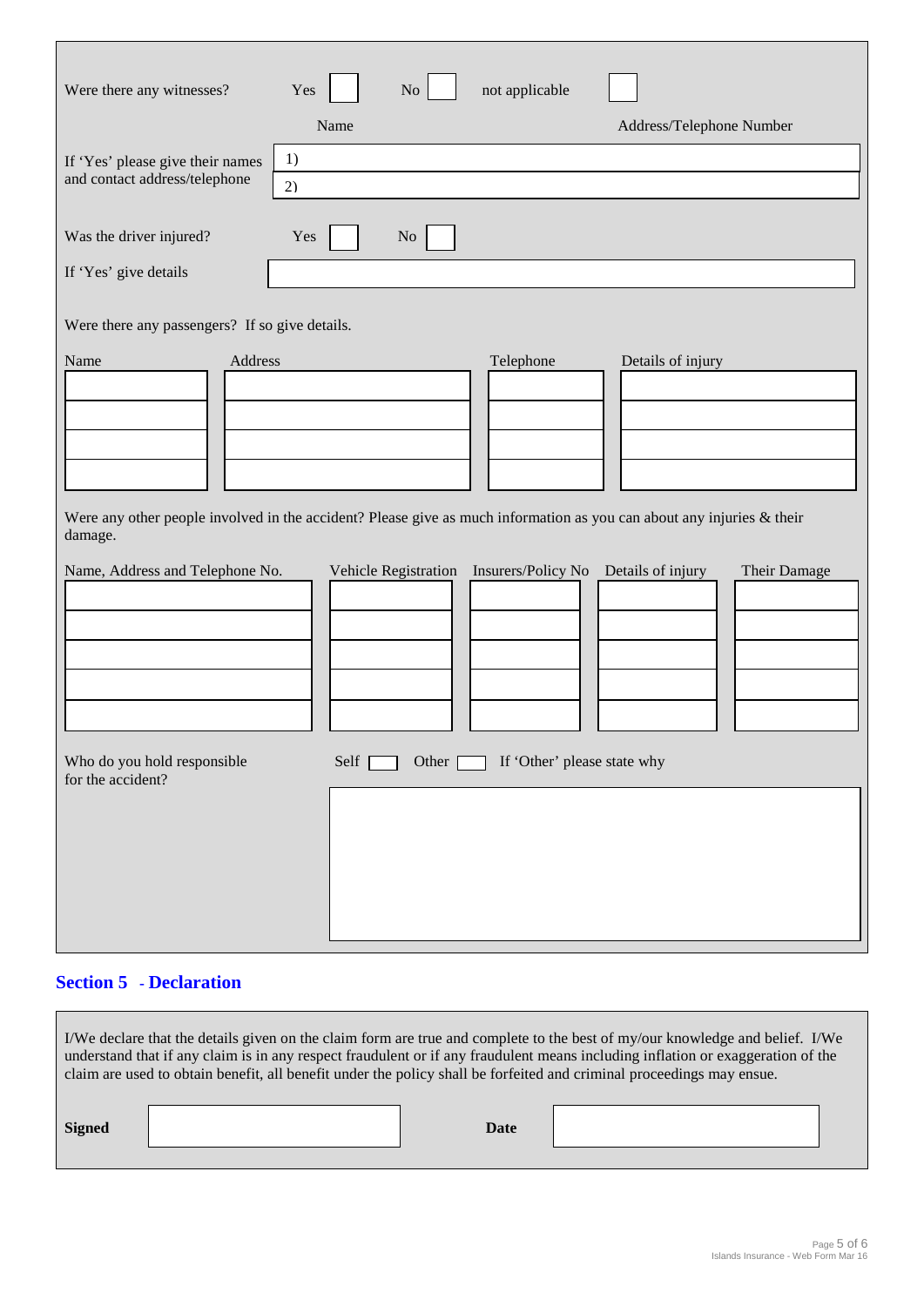Were there any witnesses? Yes ☐ No ☐ not applicable ☐

If 'Yes' please give their names and contact address/telephone

| | Name | Address/Telephone Number |
|---|---|---|
| 1) | | |
| 2) | | |

Was the driver injured? Yes ☐ No ☐

If 'Yes' give details

Were there any passengers? If so give details.

| Name | Address | Telephone | Details of injury |
|---|---|---|---|
| | | | |
| | | | |
| | | | |
| | | | |

Were any other people involved in the accident? Please give as much information as you can about any injuries & their damage.

| Name, Address and Telephone No. | Vehicle Registration | Insurers/Policy No | Details of injury | Their Damage |
|---|---|---|---|---|
| | | | | |
| | | | | |
| | | | | |
| | | | | |
| | | | | |

Who do you hold responsible for the accident? Self ☐ Other ☐ If 'Other' please state why

## Section 5 - Declaration

I/We declare that the details given on the claim form are true and complete to the best of my/our knowledge and belief. I/We understand that if any claim is in any respect fraudulent or if any fraudulent means including inflation or exaggeration of the claim are used to obtain benefit, all benefit under the policy shall be forfeited and criminal proceedings may ensue.

**Signed** ____________________ **Date** ____________________

Islands Insurance - Web Form Mar 16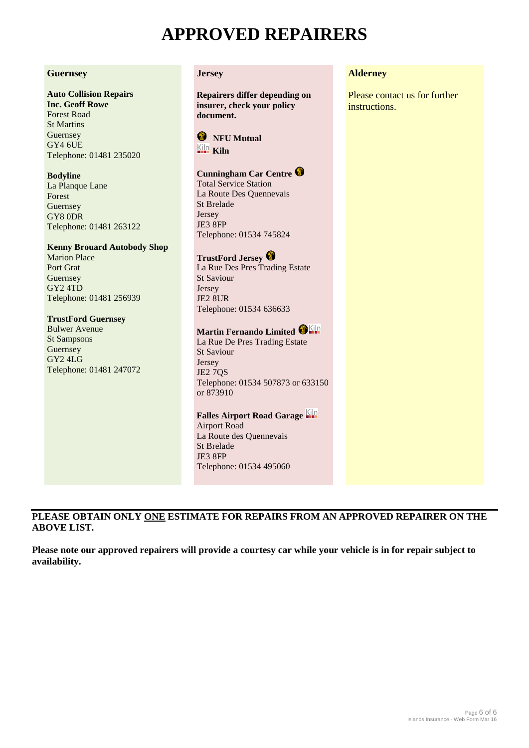# APPROVED REPAIRERS

## Guernsey

**Auto Collision Repairs Inc. Geoff Rowe**
Forest Road
St Martins
Guernsey
GY4 6UE
Telephone: 01481 235020

**Bodyline**
La Planque Lane
Forest
Guernsey
GY8 0DR
Telephone: 01481 263122

**Kenny Brouard Autobody Shop**
Marion Place
Port Grat
Guernsey
GY2 4TD
Telephone: 01481 256939

**TrustFord Guernsey**
Bulwer Avenue
St Sampsons
Guernsey
GY2 4LG
Telephone: 01481 247072

## Jersey

**Repairers differ depending on insurer, check your policy document.**

**NFU Mutual**
**Kiln**

**Cunningham Car Centre** (NFU Mutual)
Total Service Station
La Route Des Quennevais
St Brelade
Jersey
JE3 8FP
Telephone: 01534 745824

**TrustFord Jersey** (NFU Mutual)
La Rue Des Pres Trading Estate
St Saviour
Jersey
JE2 8UR
Telephone: 01534 636633

**Martin Fernando Limited** (NFU Mutual, Kiln)
La Rue De Pres Trading Estate
St Saviour
Jersey
JE2 7QS
Telephone: 01534 507873 or 633150 or 873910

**Falles Airport Road Garage** (Kiln)
Airport Road
La Route des Quennevais
St Brelade
JE3 8FP
Telephone: 01534 495060

## Alderney

Please contact us for further instructions.

---

**PLEASE OBTAIN ONLY ONE ESTIMATE FOR REPAIRS FROM AN APPROVED REPAIRER ON THE ABOVE LIST.**

**Please note our approved repairers will provide a courtesy car while your vehicle is in for repair subject to availability.**